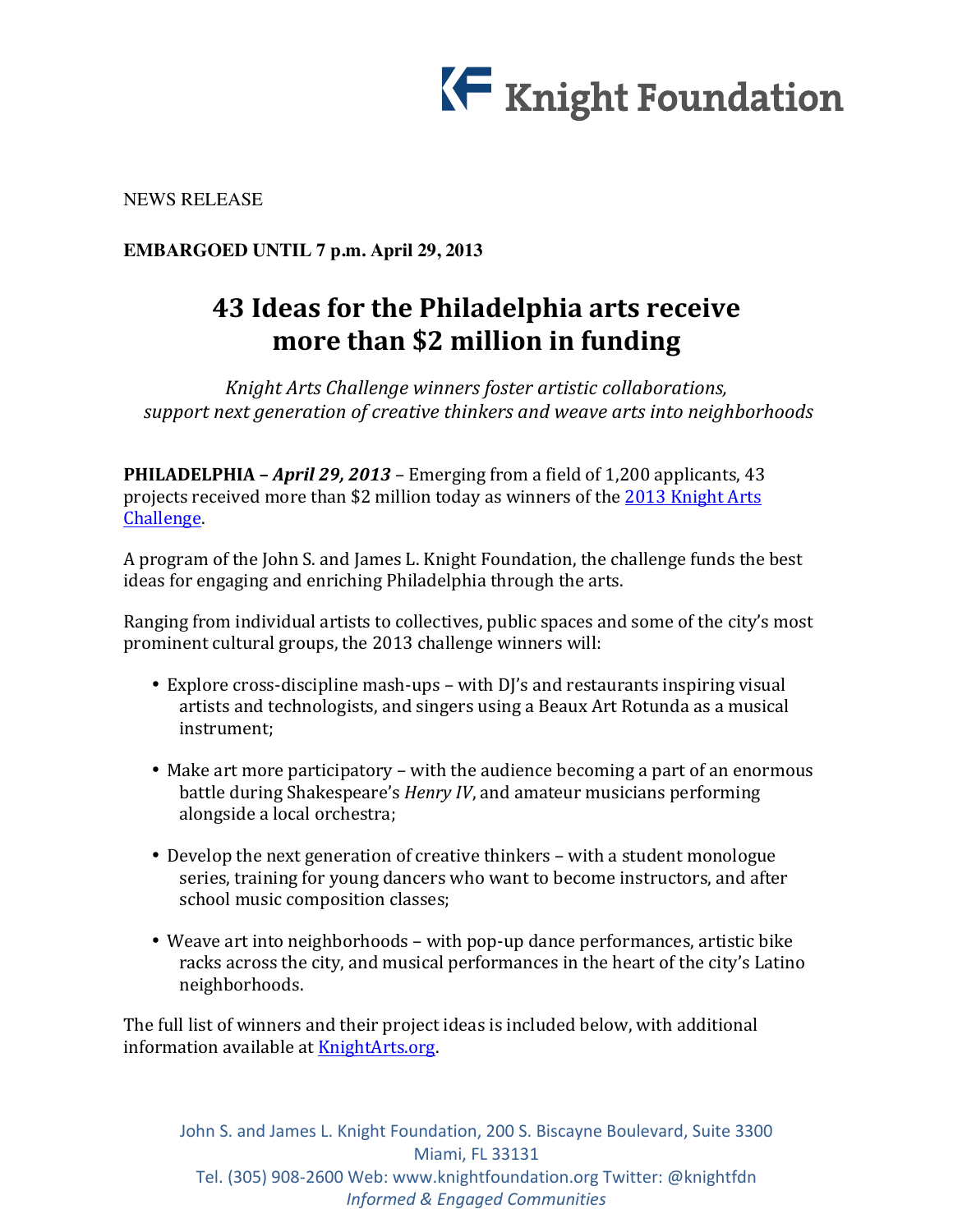Knight Foundation

NEWS RELEASE

**EMBARGOED UNTIL 7 p.m. April 29, 2013**

# 43 Ideas for the Philadelphia arts receive more than $2 million in funding

*Knight Arts Challenge winners foster artistic collaborations, support next generation of creative thinkers and weave arts into neighborhoods*

**PHILADELPHIA – *April 29, 2013*** – Emerging from a field of 1,200 applicants, 43 projects received more than $2 million today as winners of the [2013 Knight Arts Challenge](2013 Knight Arts Challenge).

A program of the John S. and James L. Knight Foundation, the challenge funds the best ideas for engaging and enriching Philadelphia through the arts.

Ranging from individual artists to collectives, public spaces and some of the city's most prominent cultural groups, the 2013 challenge winners will:

- Explore cross-discipline mash-ups – with DJ's and restaurants inspiring visual artists and technologists, and singers using a Beaux Art Rotunda as a musical instrument;
- Make art more participatory – with the audience becoming a part of an enormous battle during Shakespeare's *Henry IV*, and amateur musicians performing alongside a local orchestra;
- Develop the next generation of creative thinkers – with a student monologue series, training for young dancers who want to become instructors, and after school music composition classes;
- Weave art into neighborhoods – with pop-up dance performances, artistic bike racks across the city, and musical performances in the heart of the city's Latino neighborhoods.

The full list of winners and their project ideas is included below, with additional information available at [KnightArts.org](KnightArts.org).

John S. and James L. Knight Foundation, 200 S. Biscayne Boulevard, Suite 3300
Miami, FL 33131
Tel. (305) 908-2600 Web: www.knightfoundation.org Twitter: @knightfdn
*Informed & Engaged Communities*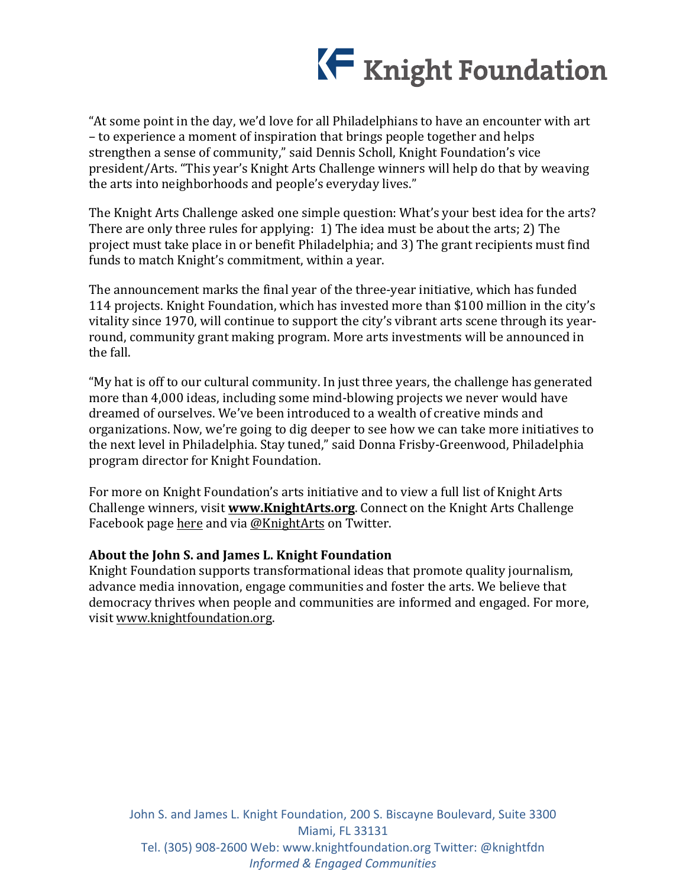"At some point in the day, we'd love for all Philadelphians to have an encounter with art – to experience a moment of inspiration that brings people together and helps strengthen a sense of community," said Dennis Scholl, Knight Foundation's vice president/Arts. "This year's Knight Arts Challenge winners will help do that by weaving the arts into neighborhoods and people's everyday lives."

The Knight Arts Challenge asked one simple question: What's your best idea for the arts? There are only three rules for applying: 1) The idea must be about the arts; 2) The project must take place in or benefit Philadelphia; and 3) The grant recipients must find funds to match Knight's commitment, within a year.

The announcement marks the final year of the three-year initiative, which has funded 114 projects. Knight Foundation, which has invested more than $100 million in the city's vitality since 1970, will continue to support the city's vibrant arts scene through its year-round, community grant making program. More arts investments will be announced in the fall.

"My hat is off to our cultural community. In just three years, the challenge has generated more than 4,000 ideas, including some mind-blowing projects we never would have dreamed of ourselves. We've been introduced to a wealth of creative minds and organizations. Now, we're going to dig deeper to see how we can take more initiatives to the next level in Philadelphia. Stay tuned," said Donna Frisby-Greenwood, Philadelphia program director for Knight Foundation.

For more on Knight Foundation's arts initiative and to view a full list of Knight Arts Challenge winners, visit **www.KnightArts.org**. Connect on the Knight Arts Challenge Facebook page here and via @KnightArts on Twitter.

**About the John S. and James L. Knight Foundation**
Knight Foundation supports transformational ideas that promote quality journalism, advance media innovation, engage communities and foster the arts. We believe that democracy thrives when people and communities are informed and engaged. For more, visit www.knightfoundation.org.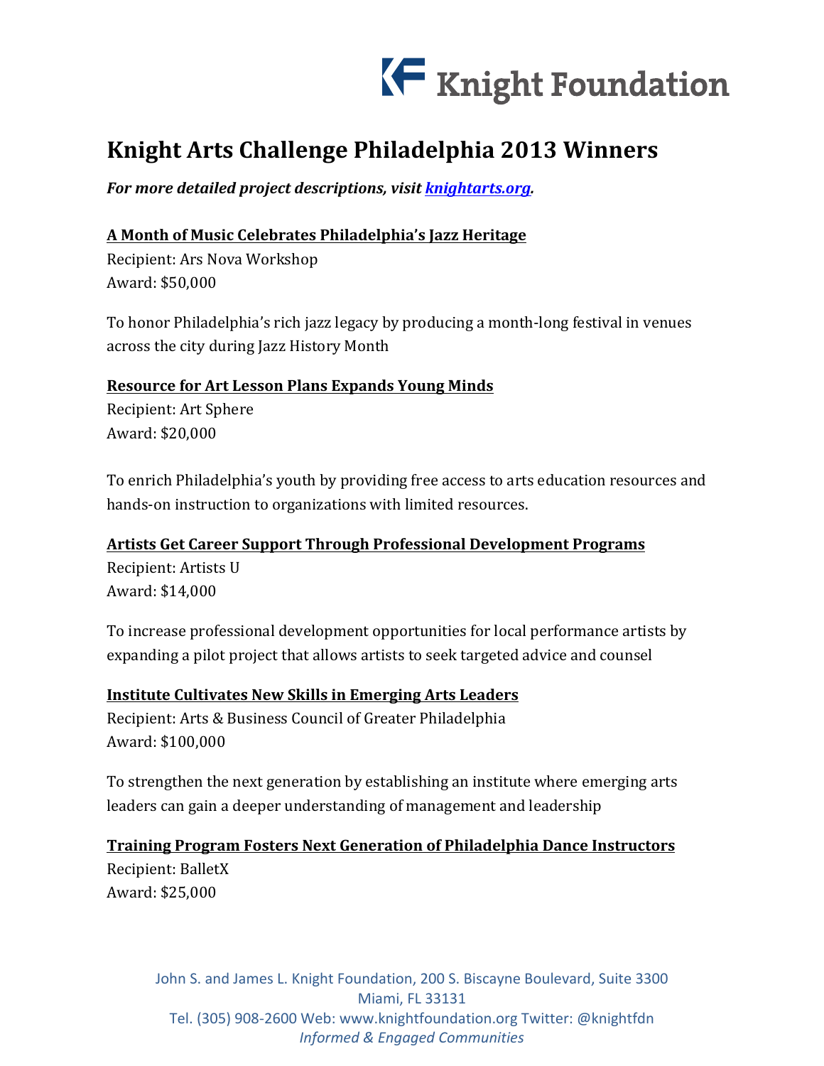# Knight Arts Challenge Philadelphia 2013 Winners

***For more detailed project descriptions, visit [knightarts.org](knightarts.org).***

**A Month of Music Celebrates Philadelphia's Jazz Heritage**

Recipient: Ars Nova Workshop
Award: $50,000

To honor Philadelphia's rich jazz legacy by producing a month-long festival in venues across the city during Jazz History Month

**Resource for Art Lesson Plans Expands Young Minds**

Recipient: Art Sphere
Award: $20,000

To enrich Philadelphia's youth by providing free access to arts education resources and hands-on instruction to organizations with limited resources.

**Artists Get Career Support Through Professional Development Programs**

Recipient: Artists U
Award: $14,000

To increase professional development opportunities for local performance artists by expanding a pilot project that allows artists to seek targeted advice and counsel

**Institute Cultivates New Skills in Emerging Arts Leaders**

Recipient: Arts & Business Council of Greater Philadelphia
Award: $100,000

To strengthen the next generation by establishing an institute where emerging arts leaders can gain a deeper understanding of management and leadership

**Training Program Fosters Next Generation of Philadelphia Dance Instructors**

Recipient: BalletX
Award: $25,000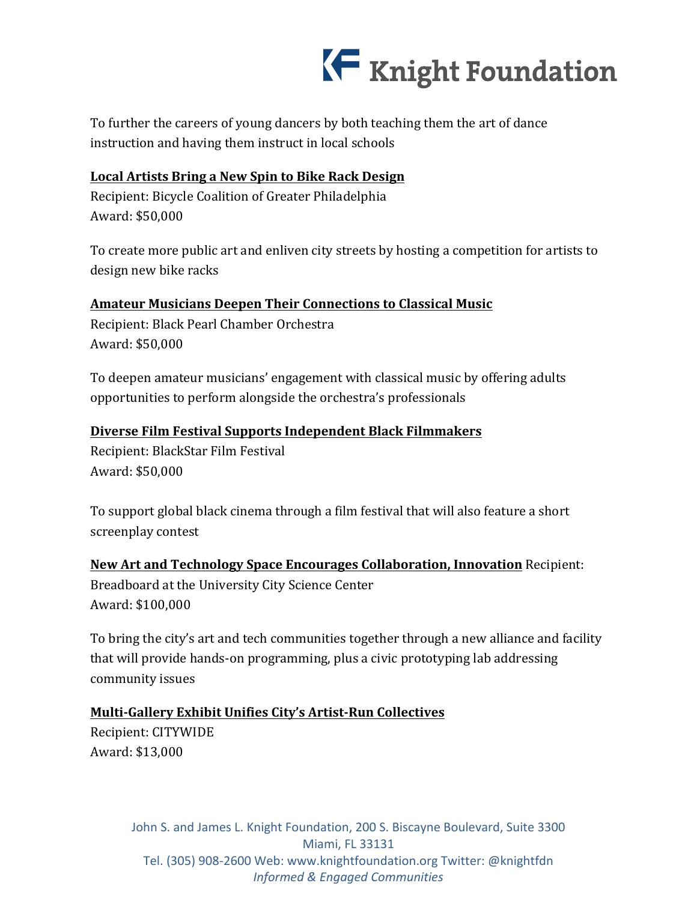To further the careers of young dancers by both teaching them the art of dance instruction and having them instruct in local schools

**Local Artists Bring a New Spin to Bike Rack Design**
Recipient: Bicycle Coalition of Greater Philadelphia
Award: $50,000

To create more public art and enliven city streets by hosting a competition for artists to design new bike racks

**Amateur Musicians Deepen Their Connections to Classical Music**
Recipient: Black Pearl Chamber Orchestra
Award: $50,000

To deepen amateur musicians' engagement with classical music by offering adults opportunities to perform alongside the orchestra's professionals

**Diverse Film Festival Supports Independent Black Filmmakers**
Recipient: BlackStar Film Festival
Award: $50,000

To support global black cinema through a film festival that will also feature a short screenplay contest

**New Art and Technology Space Encourages Collaboration, Innovation** Recipient: Breadboard at the University City Science Center
Award: $100,000

To bring the city's art and tech communities together through a new alliance and facility that will provide hands-on programming, plus a civic prototyping lab addressing community issues

**Multi-Gallery Exhibit Unifies City's Artist-Run Collectives**
Recipient: CITYWIDE
Award: $13,000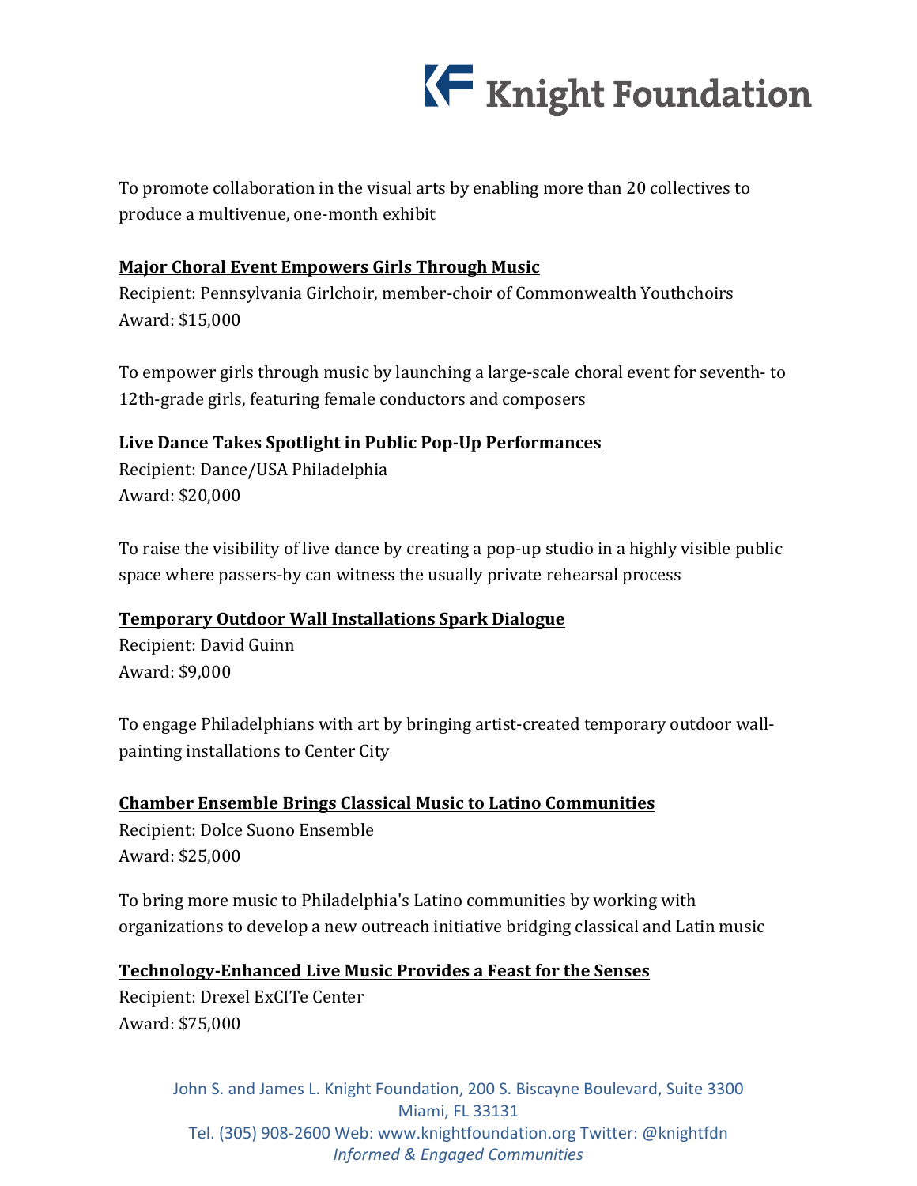To promote collaboration in the visual arts by enabling more than 20 collectives to produce a multivenue, one-month exhibit

**Major Choral Event Empowers Girls Through Music**

Recipient: Pennsylvania Girlchoir, member-choir of Commonwealth Youthchoirs
Award: $15,000

To empower girls through music by launching a large-scale choral event for seventh- to 12th-grade girls, featuring female conductors and composers

**Live Dance Takes Spotlight in Public Pop-Up Performances**

Recipient: Dance/USA Philadelphia
Award: $20,000

To raise the visibility of live dance by creating a pop-up studio in a highly visible public space where passers-by can witness the usually private rehearsal process

**Temporary Outdoor Wall Installations Spark Dialogue**

Recipient: David Guinn
Award: $9,000

To engage Philadelphians with art by bringing artist-created temporary outdoor wall-painting installations to Center City

**Chamber Ensemble Brings Classical Music to Latino Communities**

Recipient: Dolce Suono Ensemble
Award: $25,000

To bring more music to Philadelphia's Latino communities by working with organizations to develop a new outreach initiative bridging classical and Latin music

**Technology-Enhanced Live Music Provides a Feast for the Senses**

Recipient: Drexel ExCITe Center
Award: $75,000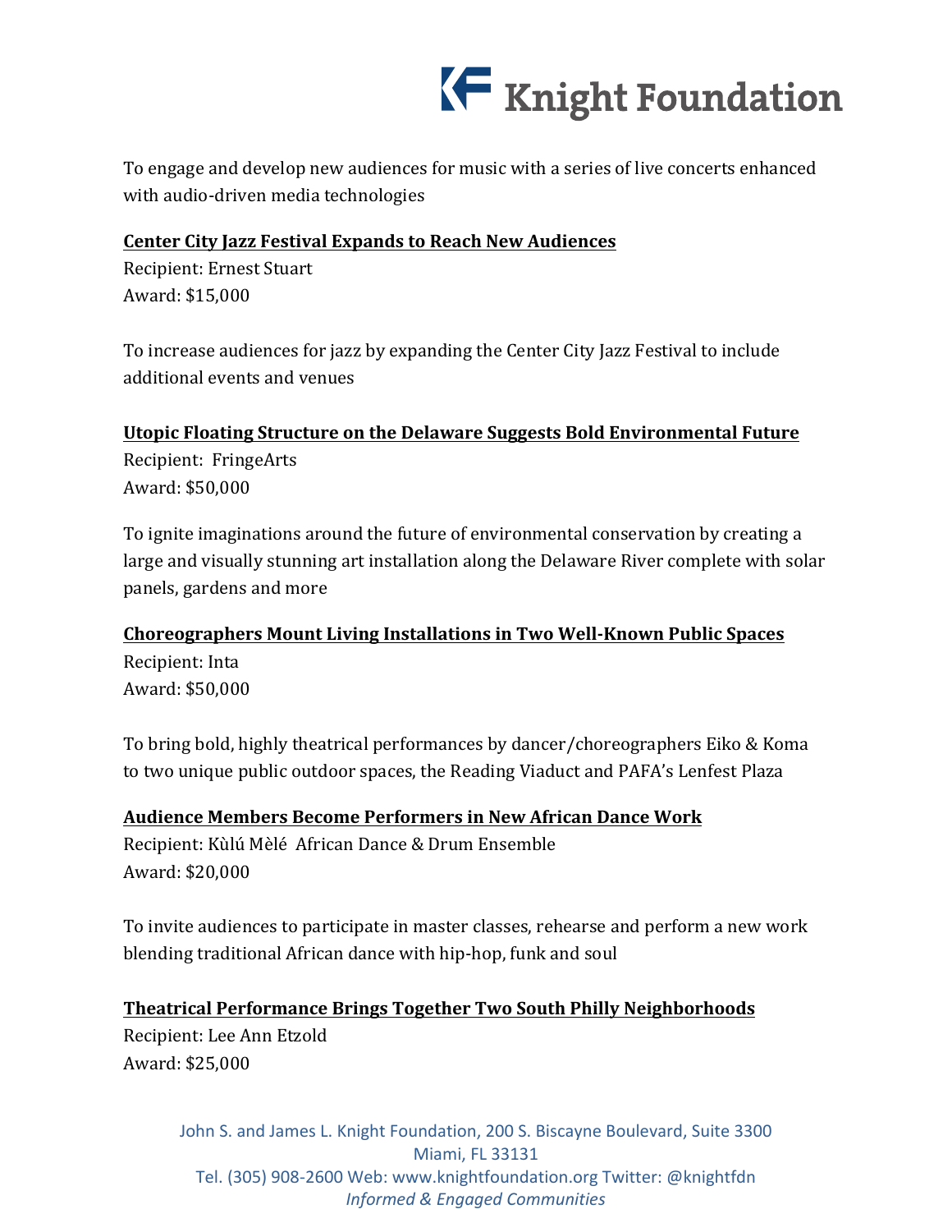To engage and develop new audiences for music with a series of live concerts enhanced with audio-driven media technologies

**Center City Jazz Festival Expands to Reach New Audiences**

Recipient: Ernest Stuart
Award: $15,000

To increase audiences for jazz by expanding the Center City Jazz Festival to include additional events and venues

**Utopic Floating Structure on the Delaware Suggests Bold Environmental Future**

Recipient: FringeArts
Award: $50,000

To ignite imaginations around the future of environmental conservation by creating a large and visually stunning art installation along the Delaware River complete with solar panels, gardens and more

**Choreographers Mount Living Installations in Two Well-Known Public Spaces**

Recipient: Inta
Award: $50,000

To bring bold, highly theatrical performances by dancer/choreographers Eiko & Koma to two unique public outdoor spaces, the Reading Viaduct and PAFA's Lenfest Plaza

**Audience Members Become Performers in New African Dance Work**

Recipient: Kùlú Mèlé African Dance & Drum Ensemble
Award: $20,000

To invite audiences to participate in master classes, rehearse and perform a new work blending traditional African dance with hip-hop, funk and soul

**Theatrical Performance Brings Together Two South Philly Neighborhoods**

Recipient: Lee Ann Etzold
Award: $25,000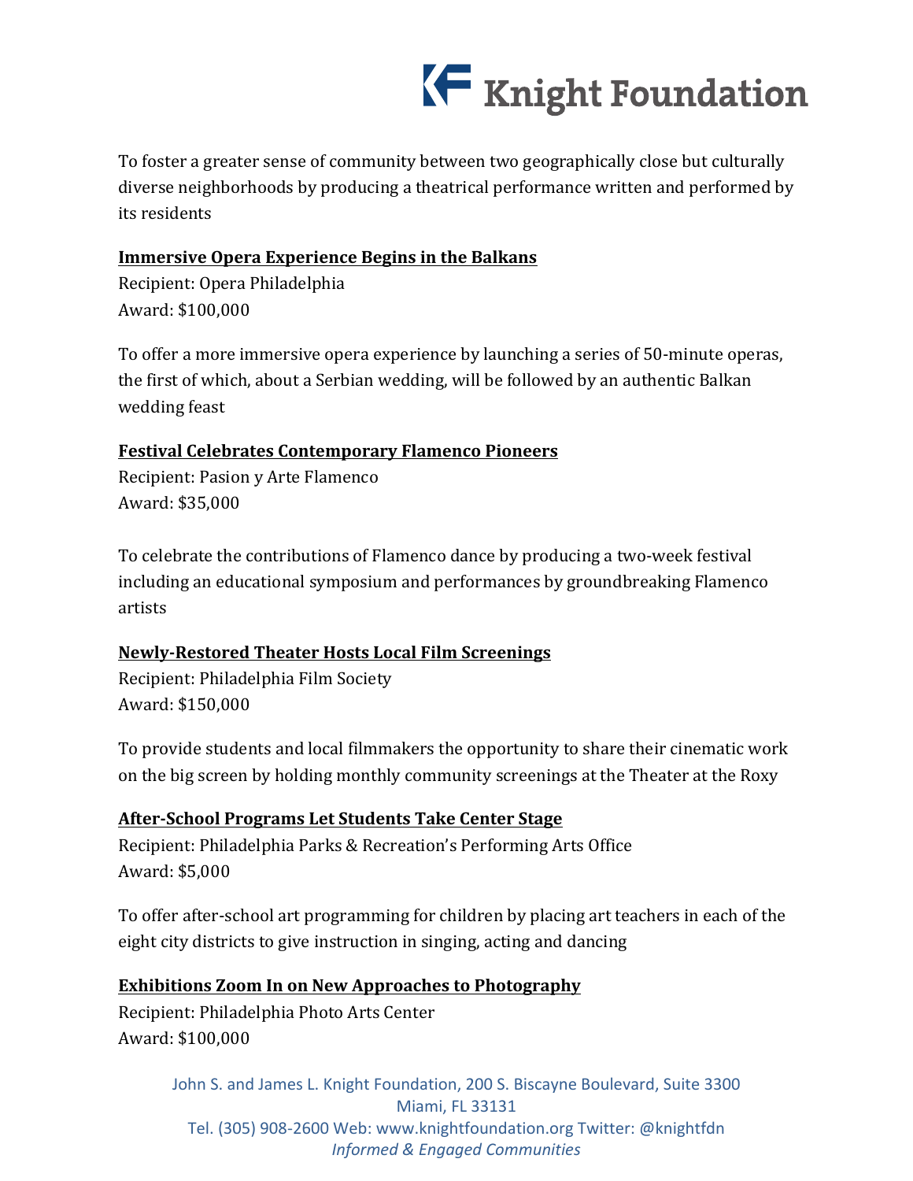To foster a greater sense of community between two geographically close but culturally diverse neighborhoods by producing a theatrical performance written and performed by its residents

**Immersive Opera Experience Begins in the Balkans**

Recipient: Opera Philadelphia
Award: $100,000

To offer a more immersive opera experience by launching a series of 50-minute operas, the first of which, about a Serbian wedding, will be followed by an authentic Balkan wedding feast

**Festival Celebrates Contemporary Flamenco Pioneers**

Recipient: Pasion y Arte Flamenco
Award: $35,000

To celebrate the contributions of Flamenco dance by producing a two-week festival including an educational symposium and performances by groundbreaking Flamenco artists

**Newly-Restored Theater Hosts Local Film Screenings**

Recipient: Philadelphia Film Society
Award: $150,000

To provide students and local filmmakers the opportunity to share their cinematic work on the big screen by holding monthly community screenings at the Theater at the Roxy

**After-School Programs Let Students Take Center Stage**

Recipient: Philadelphia Parks & Recreation's Performing Arts Office
Award: $5,000

To offer after-school art programming for children by placing art teachers in each of the eight city districts to give instruction in singing, acting and dancing

**Exhibitions Zoom In on New Approaches to Photography**

Recipient: Philadelphia Photo Arts Center
Award: $100,000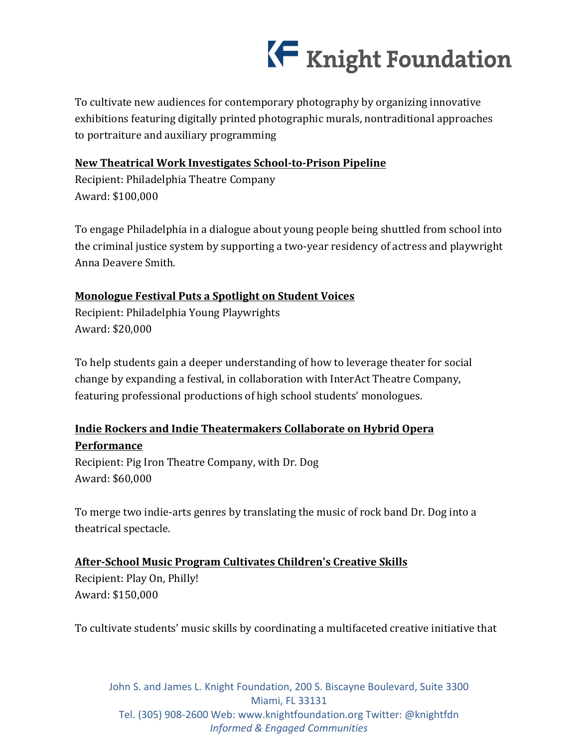To cultivate new audiences for contemporary photography by organizing innovative exhibitions featuring digitally printed photographic murals, nontraditional approaches to portraiture and auxiliary programming

**New Theatrical Work Investigates School-to-Prison Pipeline**

Recipient: Philadelphia Theatre Company
Award: $100,000

To engage Philadelphia in a dialogue about young people being shuttled from school into the criminal justice system by supporting a two-year residency of actress and playwright Anna Deavere Smith.

**Monologue Festival Puts a Spotlight on Student Voices**

Recipient: Philadelphia Young Playwrights
Award: $20,000

To help students gain a deeper understanding of how to leverage theater for social change by expanding a festival, in collaboration with InterAct Theatre Company, featuring professional productions of high school students' monologues.

**Indie Rockers and Indie Theatermakers Collaborate on Hybrid Opera Performance**

Recipient: Pig Iron Theatre Company, with Dr. Dog
Award: $60,000

To merge two indie-arts genres by translating the music of rock band Dr. Dog into a theatrical spectacle.

**After-School Music Program Cultivates Children's Creative Skills**

Recipient: Play On, Philly!
Award: $150,000

To cultivate students' music skills by coordinating a multifaceted creative initiative that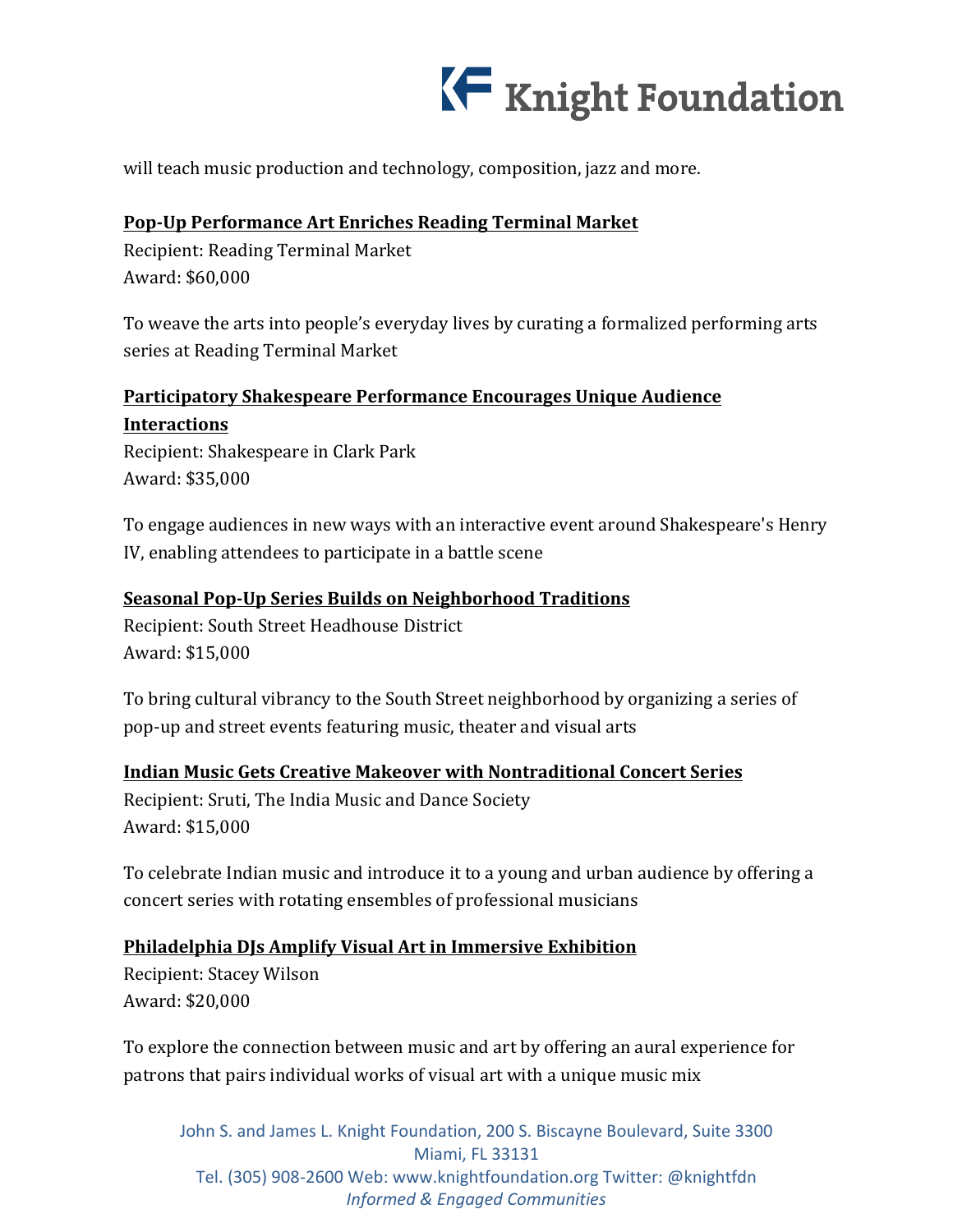will teach music production and technology, composition, jazz and more.

**Pop-Up Performance Art Enriches Reading Terminal Market**

Recipient: Reading Terminal Market
Award: $60,000

To weave the arts into people's everyday lives by curating a formalized performing arts series at Reading Terminal Market

**Participatory Shakespeare Performance Encourages Unique Audience Interactions**

Recipient: Shakespeare in Clark Park
Award: $35,000

To engage audiences in new ways with an interactive event around Shakespeare's Henry IV, enabling attendees to participate in a battle scene

**Seasonal Pop-Up Series Builds on Neighborhood Traditions**

Recipient: South Street Headhouse District
Award: $15,000

To bring cultural vibrancy to the South Street neighborhood by organizing a series of pop-up and street events featuring music, theater and visual arts

**Indian Music Gets Creative Makeover with Nontraditional Concert Series**

Recipient: Sruti, The India Music and Dance Society
Award: $15,000

To celebrate Indian music and introduce it to a young and urban audience by offering a concert series with rotating ensembles of professional musicians

**Philadelphia DJs Amplify Visual Art in Immersive Exhibition**

Recipient: Stacey Wilson
Award: $20,000

To explore the connection between music and art by offering an aural experience for patrons that pairs individual works of visual art with a unique music mix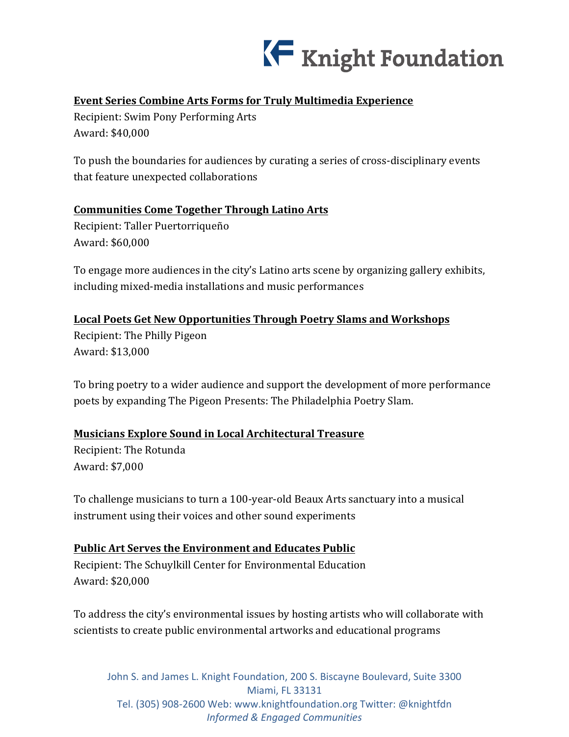**Event Series Combine Arts Forms for Truly Multimedia Experience**

Recipient: Swim Pony Performing Arts
Award: $40,000

To push the boundaries for audiences by curating a series of cross-disciplinary events that feature unexpected collaborations

**Communities Come Together Through Latino Arts**

Recipient: Taller Puertorriqueño
Award: $60,000

To engage more audiences in the city's Latino arts scene by organizing gallery exhibits, including mixed-media installations and music performances

**Local Poets Get New Opportunities Through Poetry Slams and Workshops**

Recipient: The Philly Pigeon
Award: $13,000

To bring poetry to a wider audience and support the development of more performance poets by expanding The Pigeon Presents: The Philadelphia Poetry Slam.

**Musicians Explore Sound in Local Architectural Treasure**

Recipient: The Rotunda
Award: $7,000

To challenge musicians to turn a 100-year-old Beaux Arts sanctuary into a musical instrument using their voices and other sound experiments

**Public Art Serves the Environment and Educates Public**

Recipient: The Schuylkill Center for Environmental Education
Award: $20,000

To address the city's environmental issues by hosting artists who will collaborate with scientists to create public environmental artworks and educational programs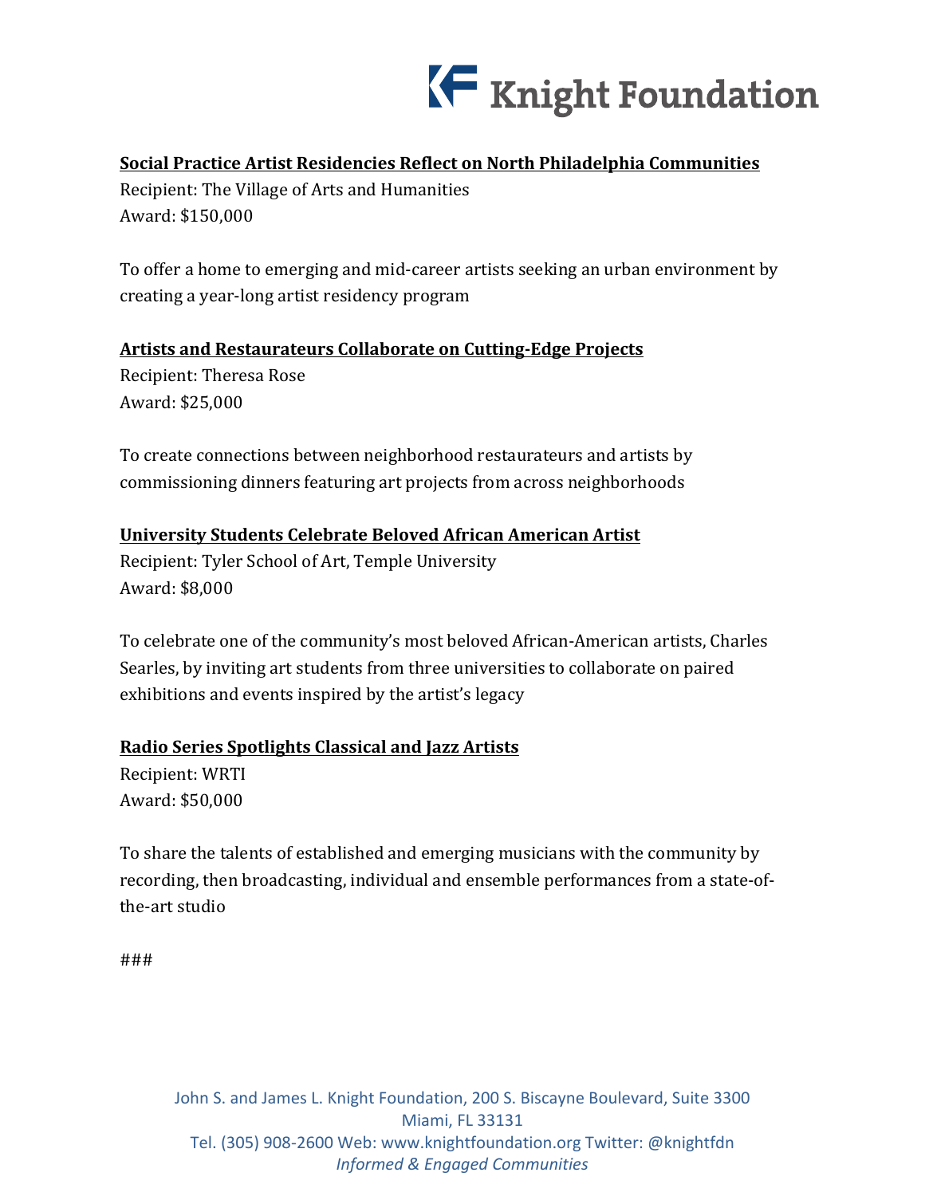**Social Practice Artist Residencies Reflect on North Philadelphia Communities**

Recipient: The Village of Arts and Humanities
Award: $150,000

To offer a home to emerging and mid-career artists seeking an urban environment by creating a year-long artist residency program

**Artists and Restaurateurs Collaborate on Cutting-Edge Projects**

Recipient: Theresa Rose
Award: $25,000

To create connections between neighborhood restaurateurs and artists by commissioning dinners featuring art projects from across neighborhoods

**University Students Celebrate Beloved African American Artist**

Recipient: Tyler School of Art, Temple University
Award: $8,000

To celebrate one of the community's most beloved African-American artists, Charles Searles, by inviting art students from three universities to collaborate on paired exhibitions and events inspired by the artist's legacy

**Radio Series Spotlights Classical and Jazz Artists**

Recipient: WRTI
Award: $50,000

To share the talents of established and emerging musicians with the community by recording, then broadcasting, individual and ensemble performances from a state-of-the-art studio

###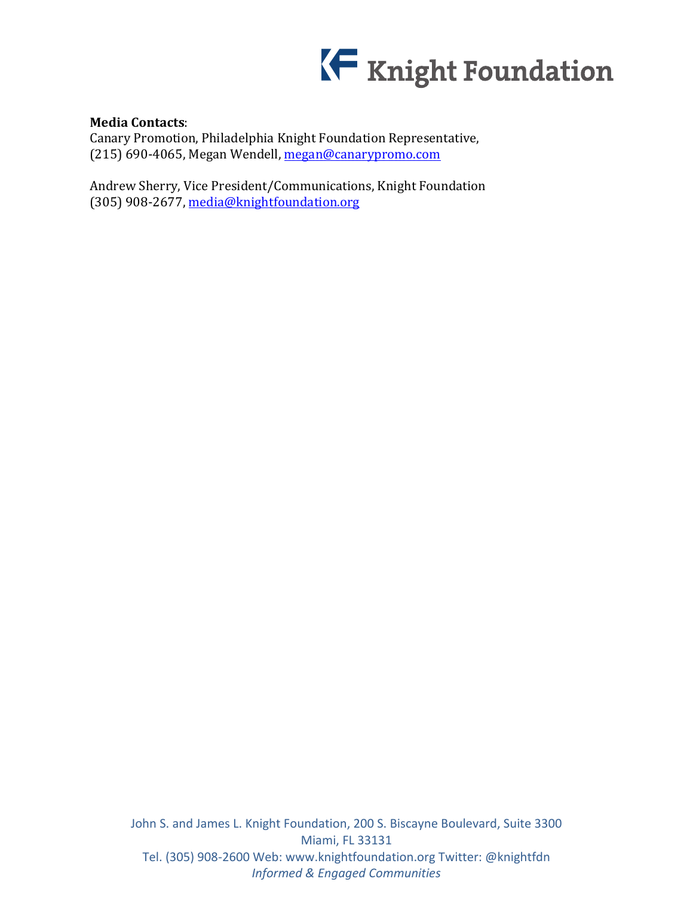**Media Contacts**:
Canary Promotion, Philadelphia Knight Foundation Representative,
(215) 690-4065, Megan Wendell, megan@canarypromo.com

Andrew Sherry, Vice President/Communications, Knight Foundation
(305) 908-2677, media@knightfoundation.org